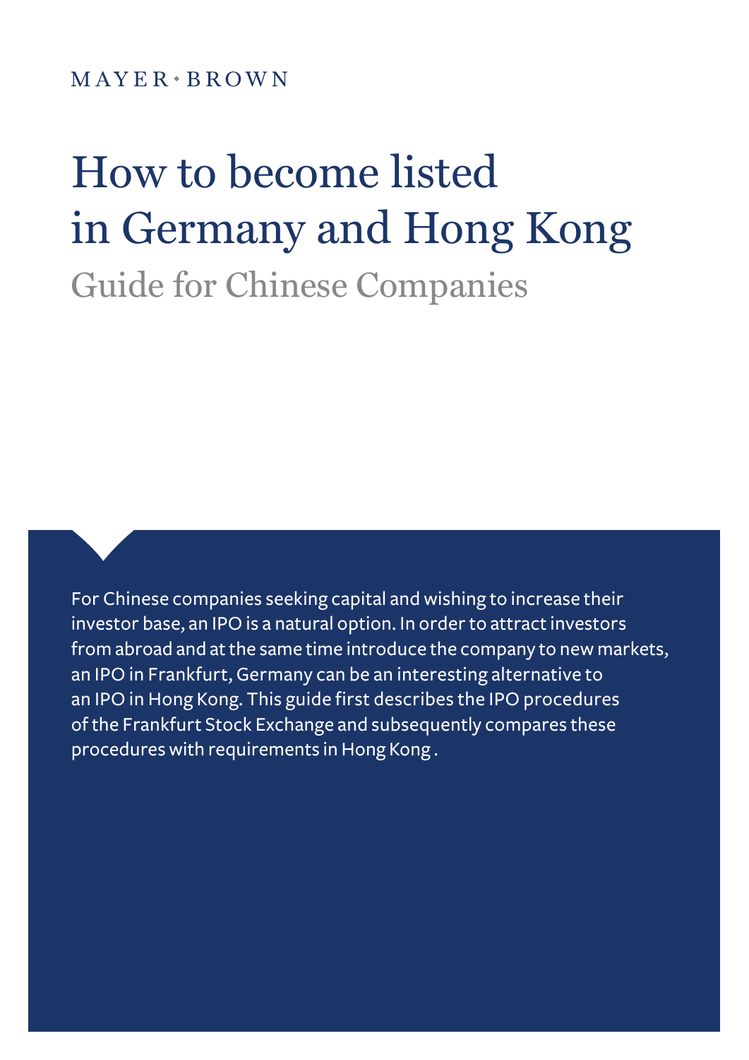MAYER • BROWN

# How to become listed in Germany and Hong Kong

## Guide for Chinese Companies

For Chinese companies seeking capital and wishing to increase their investor base, an IPO is a natural option. In order to attract investors from abroad and at the same time introduce the company to new markets, an IPO in Frankfurt, Germany can be an interesting alternative to an IPO in Hong Kong. This guide first describes the IPO procedures of the Frankfurt Stock Exchange and subsequently compares these procedures with requirements in Hong Kong .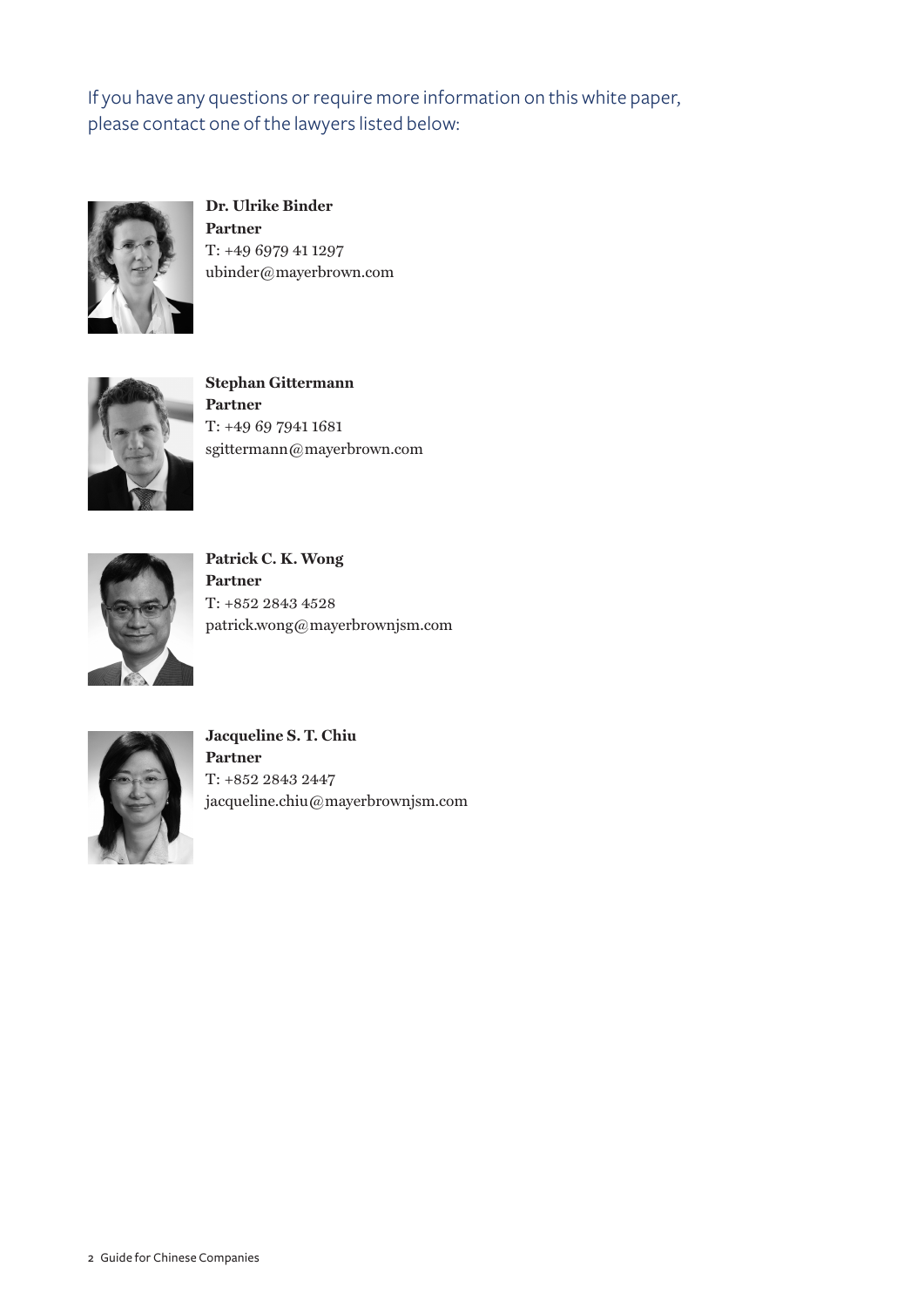If you have any questions or require more information on this white paper, please contact one of the lawyers listed below:

**Dr. Ulrike Binder**
**Partner**
T: +49 6979 41 1297
ubinder@mayerbrown.com

**Stephan Gittermann**
**Partner**
T: +49 69 7941 1681
sgittermann@mayerbrown.com

**Patrick C. K. Wong**
**Partner**
T: +852 2843 4528
patrick.wong@mayerbrownjsm.com

**Jacqueline S. T. Chiu**
**Partner**
T: +852 2843 2447
jacqueline.chiu@mayerbrownjsm.com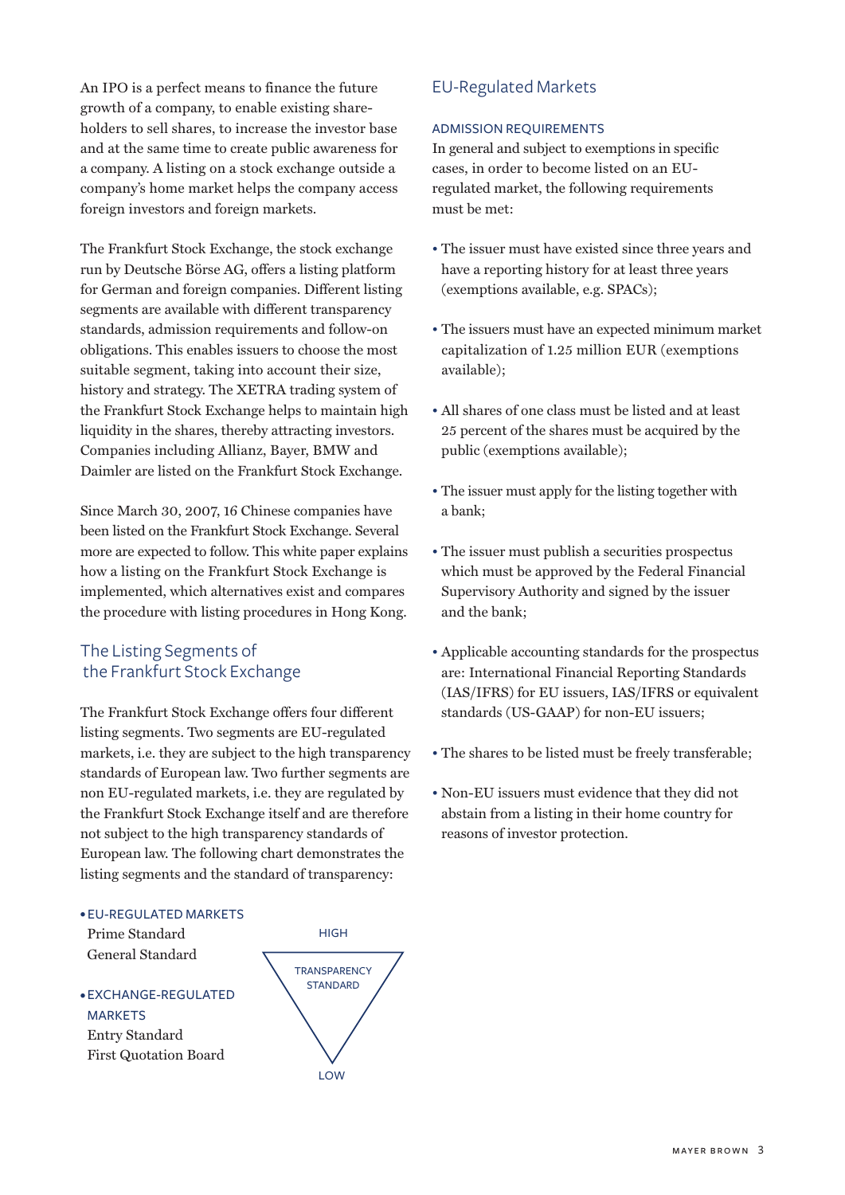An IPO is a perfect means to finance the future growth of a company, to enable existing shareholders to sell shares, to increase the investor base and at the same time to create public awareness for a company. A listing on a stock exchange outside a company's home market helps the company access foreign investors and foreign markets.

The Frankfurt Stock Exchange, the stock exchange run by Deutsche Börse AG, offers a listing platform for German and foreign companies. Different listing segments are available with different transparency standards, admission requirements and follow-on obligations. This enables issuers to choose the most suitable segment, taking into account their size, history and strategy. The XETRA trading system of the Frankfurt Stock Exchange helps to maintain high liquidity in the shares, thereby attracting investors. Companies including Allianz, Bayer, BMW and Daimler are listed on the Frankfurt Stock Exchange.

Since March 30, 2007, 16 Chinese companies have been listed on the Frankfurt Stock Exchange. Several more are expected to follow. This white paper explains how a listing on the Frankfurt Stock Exchange is implemented, which alternatives exist and compares the procedure with listing procedures in Hong Kong.

## The Listing Segments of the Frankfurt Stock Exchange

The Frankfurt Stock Exchange offers four different listing segments. Two segments are EU-regulated markets, i.e. they are subject to the high transparency standards of European law. Two further segments are non EU-regulated markets, i.e. they are regulated by the Frankfurt Stock Exchange itself and are therefore not subject to the high transparency standards of European law. The following chart demonstrates the listing segments and the standard of transparency:

- EU-REGULATED MARKETS
  Prime Standard
  General Standard
- EXCHANGE-REGULATED MARKETS
  Entry Standard
  First Quotation Board

HIGH

TRANSPARENCY STANDARD

LOW

## EU-Regulated Markets

### ADMISSION REQUIREMENTS

In general and subject to exemptions in specific cases, in order to become listed on an EU-regulated market, the following requirements must be met:

- The issuer must have existed since three years and have a reporting history for at least three years (exemptions available, e.g. SPACs);
- The issuers must have an expected minimum market capitalization of 1.25 million EUR (exemptions available);
- All shares of one class must be listed and at least 25 percent of the shares must be acquired by the public (exemptions available);
- The issuer must apply for the listing together with a bank;
- The issuer must publish a securities prospectus which must be approved by the Federal Financial Supervisory Authority and signed by the issuer and the bank;
- Applicable accounting standards for the prospectus are: International Financial Reporting Standards (IAS/IFRS) for EU issuers, IAS/IFRS or equivalent standards (US-GAAP) for non-EU issuers;
- The shares to be listed must be freely transferable;
- Non-EU issuers must evidence that they did not abstain from a listing in their home country for reasons of investor protection.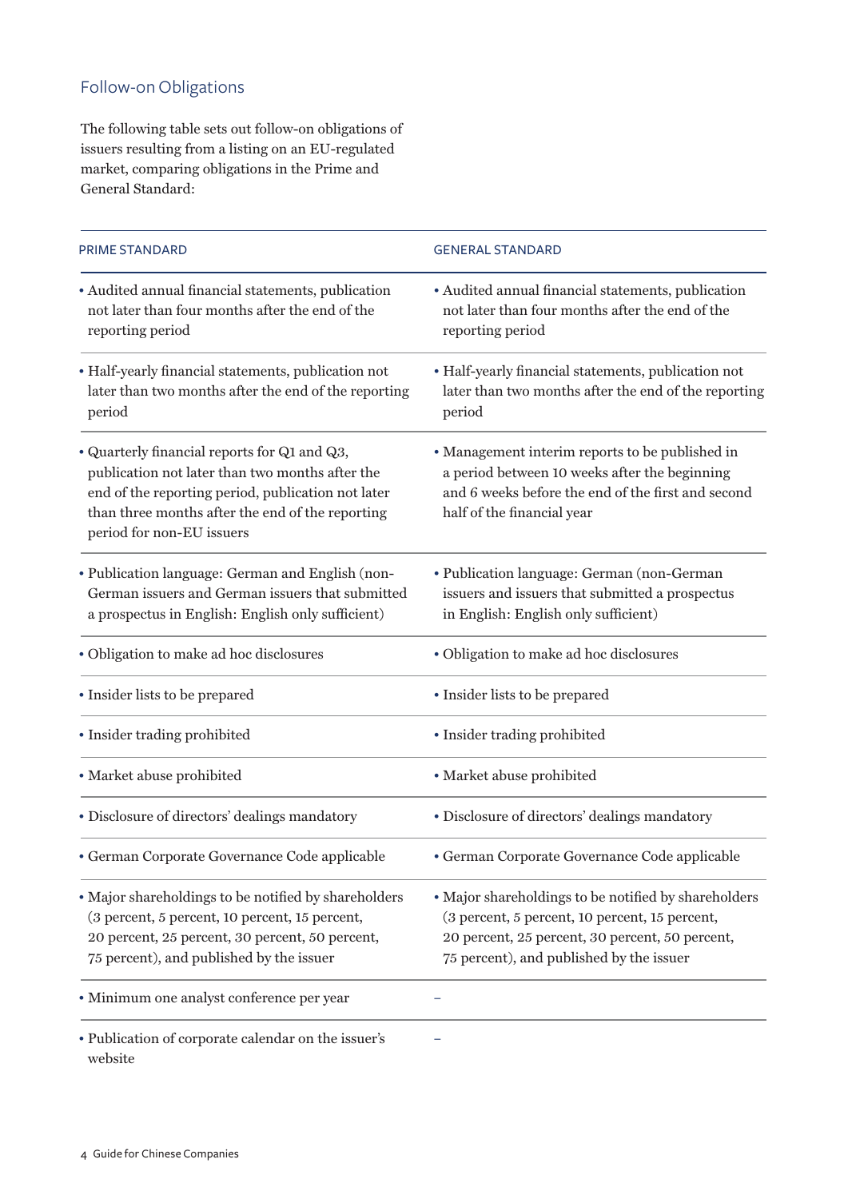## Follow-on Obligations

The following table sets out follow-on obligations of issuers resulting from a listing on an EU-regulated market, comparing obligations in the Prime and General Standard:

| PRIME STANDARD | GENERAL STANDARD |
|---|---|
| • Audited annual financial statements, publication not later than four months after the end of the reporting period | • Audited annual financial statements, publication not later than four months after the end of the reporting period |
| • Half-yearly financial statements, publication not later than two months after the end of the reporting period | • Half-yearly financial statements, publication not later than two months after the end of the reporting period |
| • Quarterly financial reports for Q1 and Q3, publication not later than two months after the end of the reporting period, publication not later than three months after the end of the reporting period for non-EU issuers | • Management interim reports to be published in a period between 10 weeks after the beginning and 6 weeks before the end of the first and second half of the financial year |
| • Publication language: German and English (non-German issuers and German issuers that submitted a prospectus in English: English only sufficient) | • Publication language: German (non-German issuers and issuers that submitted a prospectus in English: English only sufficient) |
| • Obligation to make ad hoc disclosures | • Obligation to make ad hoc disclosures |
| • Insider lists to be prepared | • Insider lists to be prepared |
| • Insider trading prohibited | • Insider trading prohibited |
| • Market abuse prohibited | • Market abuse prohibited |
| • Disclosure of directors' dealings mandatory | • Disclosure of directors' dealings mandatory |
| • German Corporate Governance Code applicable | • German Corporate Governance Code applicable |
| • Major shareholdings to be notified by shareholders (3 percent, 5 percent, 10 percent, 15 percent, 20 percent, 25 percent, 30 percent, 50 percent, 75 percent), and published by the issuer | • Major shareholdings to be notified by shareholders (3 percent, 5 percent, 10 percent, 15 percent, 20 percent, 25 percent, 30 percent, 50 percent, 75 percent), and published by the issuer |
| • Minimum one analyst conference per year | – |
| • Publication of corporate calendar on the issuer's website | – |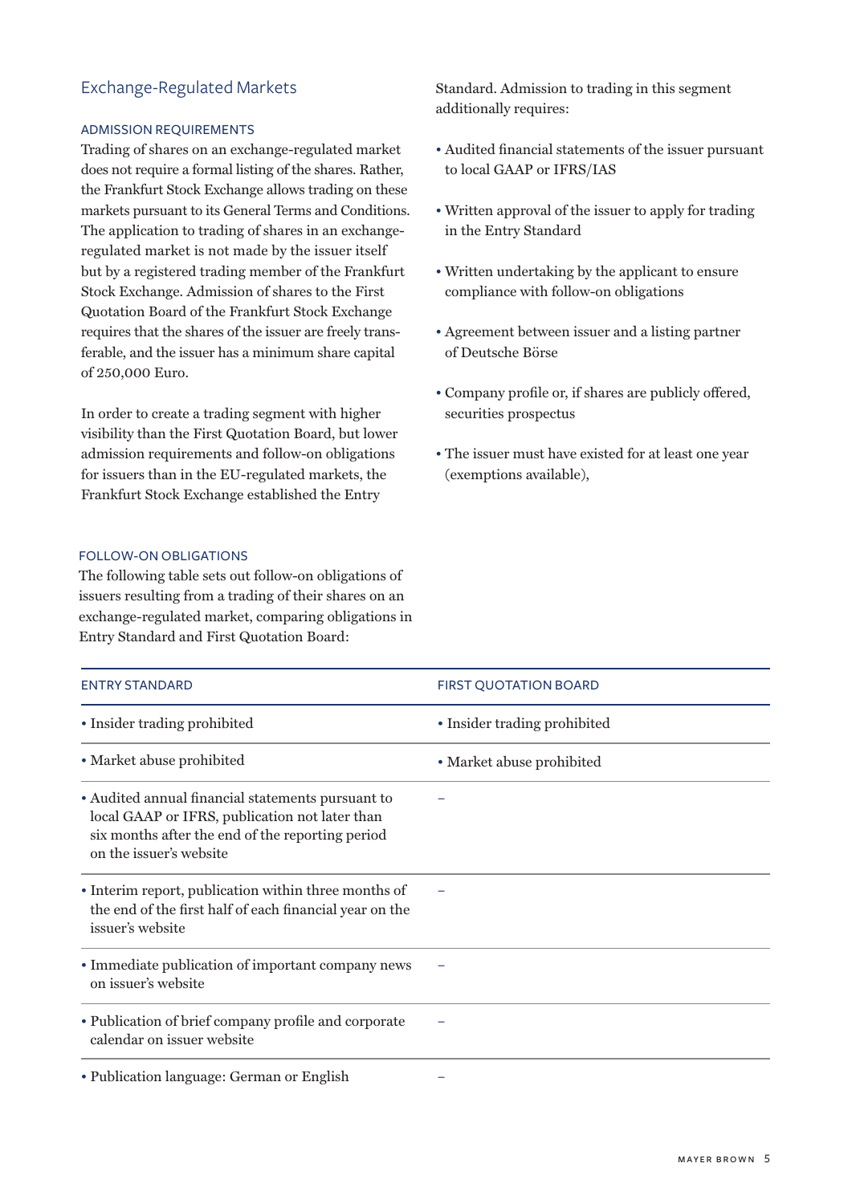## Exchange-Regulated Markets

### ADMISSION REQUIREMENTS

Trading of shares on an exchange-regulated market does not require a formal listing of the shares. Rather, the Frankfurt Stock Exchange allows trading on these markets pursuant to its General Terms and Conditions. The application to trading of shares in an exchange-regulated market is not made by the issuer itself but by a registered trading member of the Frankfurt Stock Exchange. Admission of shares to the First Quotation Board of the Frankfurt Stock Exchange requires that the shares of the issuer are freely transferable, and the issuer has a minimum share capital of 250,000 Euro.

In order to create a trading segment with higher visibility than the First Quotation Board, but lower admission requirements and follow-on obligations for issuers than in the EU-regulated markets, the Frankfurt Stock Exchange established the Entry Standard. Admission to trading in this segment additionally requires:

- Audited financial statements of the issuer pursuant to local GAAP or IFRS/IAS
- Written approval of the issuer to apply for trading in the Entry Standard
- Written undertaking by the applicant to ensure compliance with follow-on obligations
- Agreement between issuer and a listing partner of Deutsche Börse
- Company profile or, if shares are publicly offered, securities prospectus
- The issuer must have existed for at least one year (exemptions available),

### FOLLOW-ON OBLIGATIONS

The following table sets out follow-on obligations of issuers resulting from a trading of their shares on an exchange-regulated market, comparing obligations in Entry Standard and First Quotation Board:

| ENTRY STANDARD | FIRST QUOTATION BOARD |
|---|---|
| • Insider trading prohibited | • Insider trading prohibited |
| • Market abuse prohibited | • Market abuse prohibited |
| • Audited annual financial statements pursuant to local GAAP or IFRS, publication not later than six months after the end of the reporting period on the issuer's website | – |
| • Interim report, publication within three months of the end of the first half of each financial year on the issuer's website | – |
| • Immediate publication of important company news on issuer's website | – |
| • Publication of brief company profile and corporate calendar on issuer website | – |
| • Publication language: German or English | – |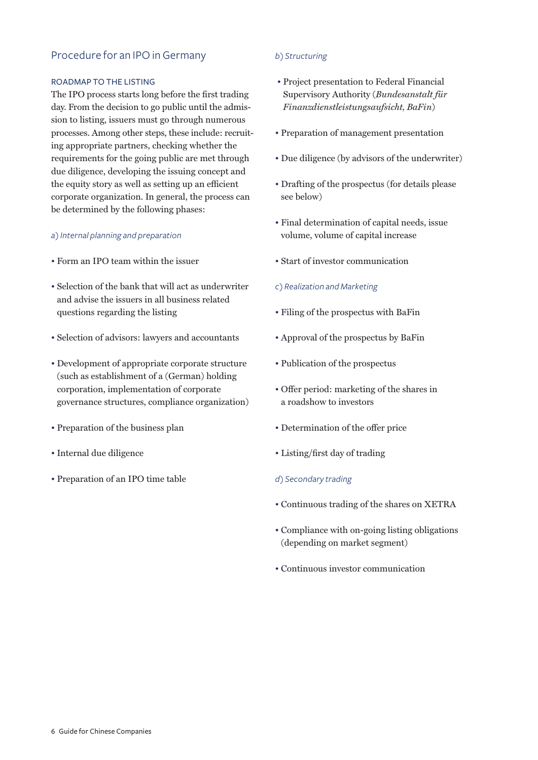## Procedure for an IPO in Germany

### ROADMAP TO THE LISTING

The IPO process starts long before the first trading day. From the decision to go public until the admission to listing, issuers must go through numerous processes. Among other steps, these include: recruiting appropriate partners, checking whether the requirements for the going public are met through due diligence, developing the issuing concept and the equity story as well as setting up an efficient corporate organization. In general, the process can be determined by the following phases:

*a) Internal planning and preparation*

- Form an IPO team within the issuer
- Selection of the bank that will act as underwriter and advise the issuers in all business related questions regarding the listing
- Selection of advisors: lawyers and accountants
- Development of appropriate corporate structure (such as establishment of a (German) holding corporation, implementation of corporate governance structures, compliance organization)
- Preparation of the business plan
- Internal due diligence
- Preparation of an IPO time table

*b) Structuring*

- Project presentation to Federal Financial Supervisory Authority (*Bundesanstalt für Finanzdienstleistungsaufsicht, BaFin*)
- Preparation of management presentation
- Due diligence (by advisors of the underwriter)
- Drafting of the prospectus (for details please see below)
- Final determination of capital needs, issue volume, volume of capital increase
- Start of investor communication

*c) Realization and Marketing*

- Filing of the prospectus with BaFin
- Approval of the prospectus by BaFin
- Publication of the prospectus
- Offer period: marketing of the shares in a roadshow to investors
- Determination of the offer price
- Listing/first day of trading

*d) Secondary trading*

- Continuous trading of the shares on XETRA
- Compliance with on-going listing obligations (depending on market segment)
- Continuous investor communication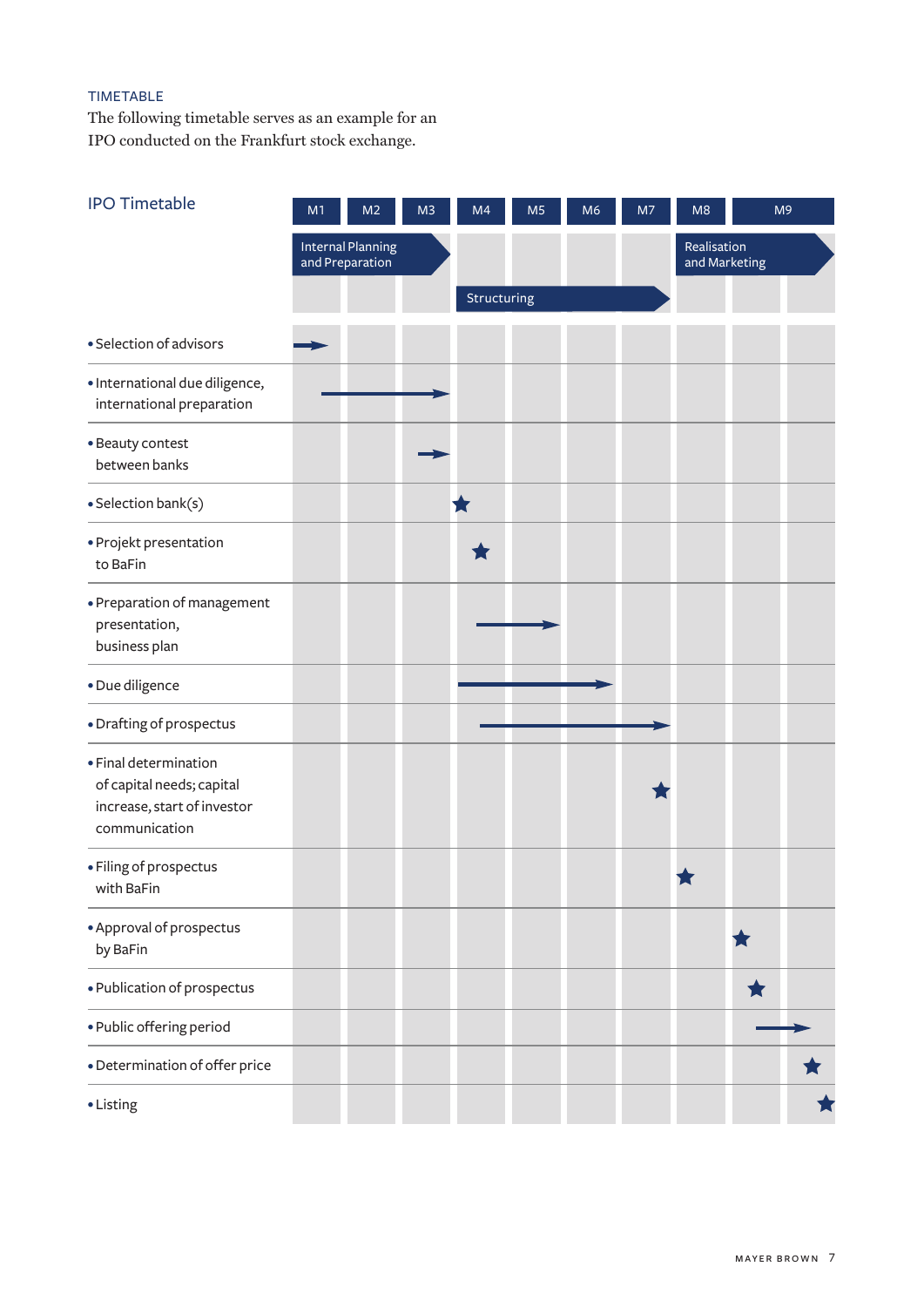TIMETABLE

The following timetable serves as an example for an IPO conducted on the Frankfurt stock exchange.

## IPO Timetable

| | M1 | M2 | M3 | M4 | M5 | M6 | M7 | M8 | M9 |
|---|---|---|---|---|---|---|---|---|---|
| Phase | Internal Planning and Preparation | | | Structuring | | | | Realisation and Marketing | |
| • Selection of advisors | → | | | | | | | | |
| • International due diligence, international preparation | → | → | → | | | | | | |
| • Beauty contest between banks | | | → | | | | | | |
| • Selection bank(s) | | | | ★ | | | | | |
| • Projekt presentation to BaFin | | | | ★ | | | | | |
| • Preparation of management presentation, business plan | | | | → | → | | | | |
| • Due diligence | | | | → | → | → | | | |
| • Drafting of prospectus | | | | → | → | → | → | | |
| • Final determination of capital needs; capital increase, start of investor communication | | | | | | | ★ | | |
| • Filing of prospectus with BaFin | | | | | | | | ★ | |
| • Approval of prospectus by BaFin | | | | | | | | | ★ |
| • Publication of prospectus | | | | | | | | | ★ |
| • Public offering period | | | | | | | | | → |
| • Determination of offer price | | | | | | | | | ★ |
| • Listing | | | | | | | | | ★ |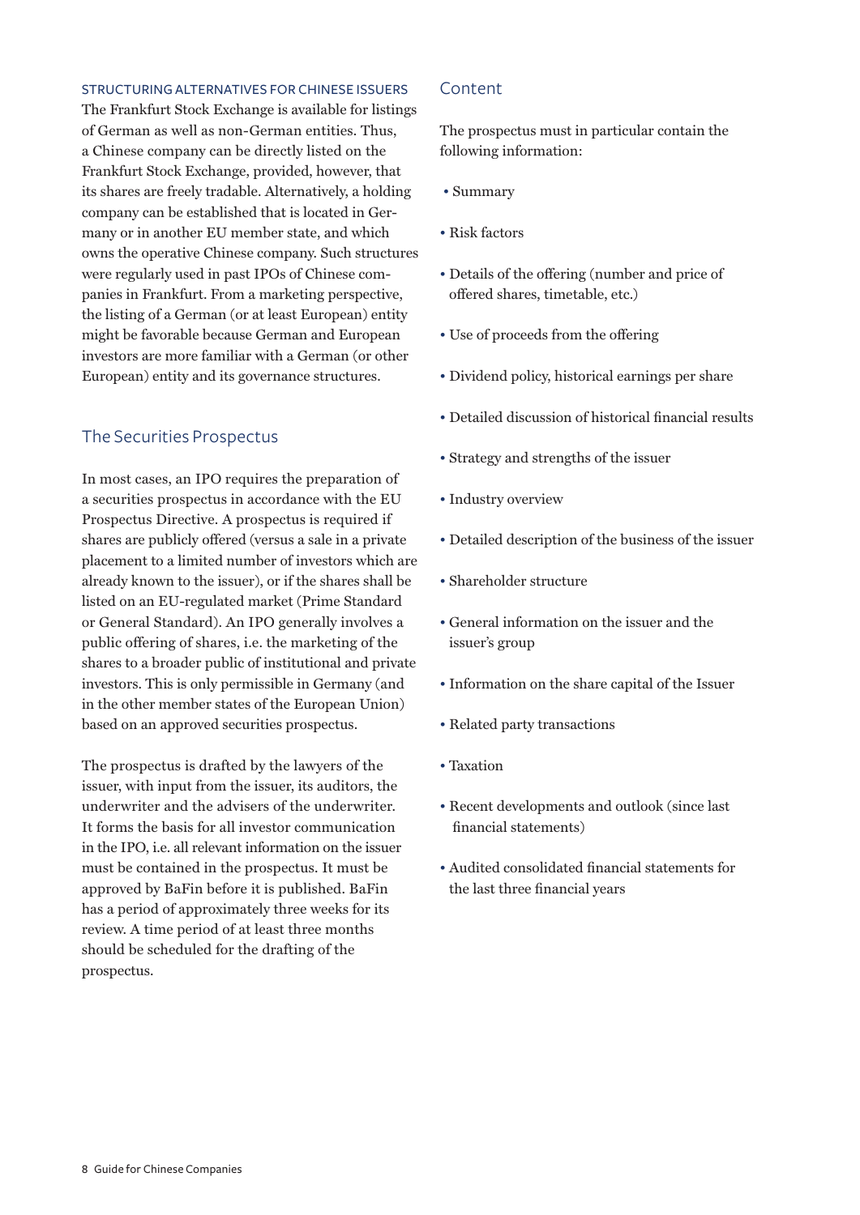### STRUCTURING ALTERNATIVES FOR CHINESE ISSUERS

The Frankfurt Stock Exchange is available for listings of German as well as non-German entities. Thus, a Chinese company can be directly listed on the Frankfurt Stock Exchange, provided, however, that its shares are freely tradable. Alternatively, a holding company can be established that is located in Germany or in another EU member state, and which owns the operative Chinese company. Such structures were regularly used in past IPOs of Chinese companies in Frankfurt. From a marketing perspective, the listing of a German (or at least European) entity might be favorable because German and European investors are more familiar with a German (or other European) entity and its governance structures.

## The Securities Prospectus

In most cases, an IPO requires the preparation of a securities prospectus in accordance with the EU Prospectus Directive. A prospectus is required if shares are publicly offered (versus a sale in a private placement to a limited number of investors which are already known to the issuer), or if the shares shall be listed on an EU-regulated market (Prime Standard or General Standard). An IPO generally involves a public offering of shares, i.e. the marketing of the shares to a broader public of institutional and private investors. This is only permissible in Germany (and in the other member states of the European Union) based on an approved securities prospectus.

The prospectus is drafted by the lawyers of the issuer, with input from the issuer, its auditors, the underwriter and the advisers of the underwriter. It forms the basis for all investor communication in the IPO, i.e. all relevant information on the issuer must be contained in the prospectus. It must be approved by BaFin before it is published. BaFin has a period of approximately three weeks for its review. A time period of at least three months should be scheduled for the drafting of the prospectus.

### Content

The prospectus must in particular contain the following information:

- Summary
- Risk factors
- Details of the offering (number and price of offered shares, timetable, etc.)
- Use of proceeds from the offering
- Dividend policy, historical earnings per share
- Detailed discussion of historical financial results
- Strategy and strengths of the issuer
- Industry overview
- Detailed description of the business of the issuer
- Shareholder structure
- General information on the issuer and the issuer's group
- Information on the share capital of the Issuer
- Related party transactions
- Taxation
- Recent developments and outlook (since last financial statements)
- Audited consolidated financial statements for the last three financial years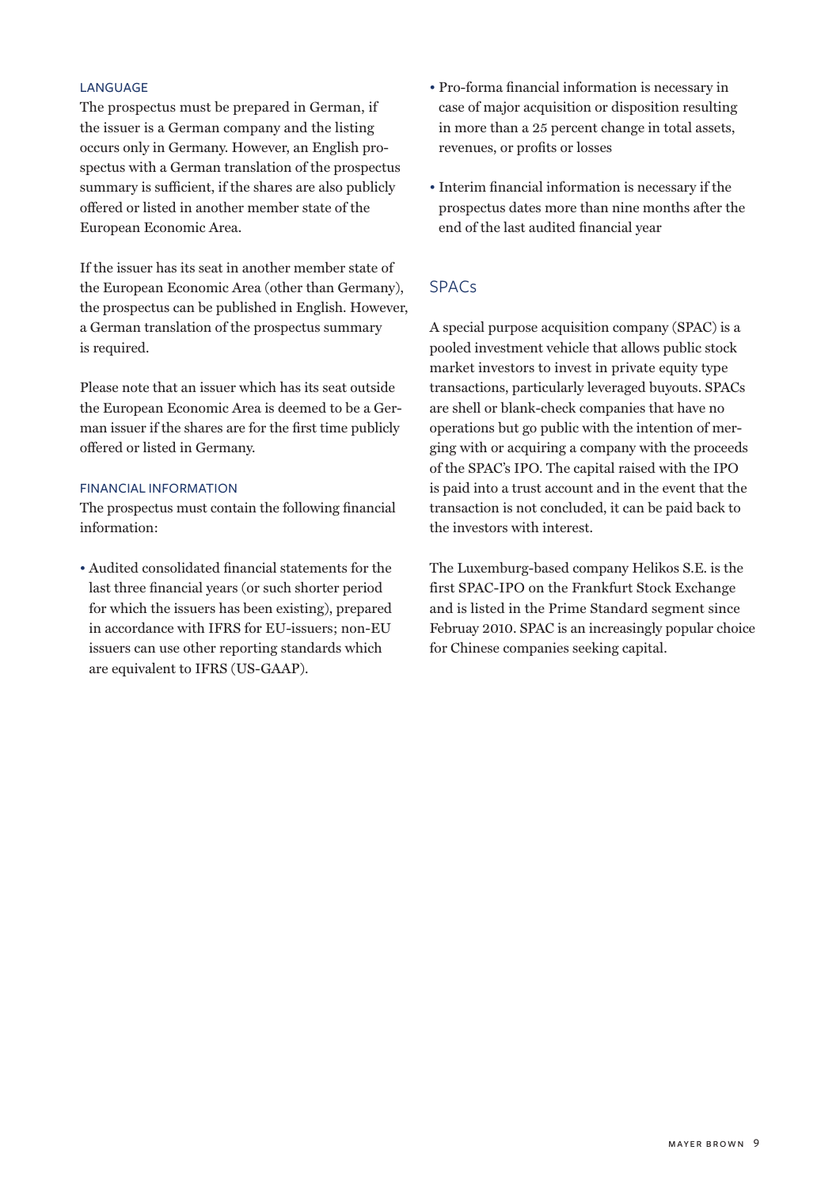### LANGUAGE

The prospectus must be prepared in German, if the issuer is a German company and the listing occurs only in Germany. However, an English prospectus with a German translation of the prospectus summary is sufficient, if the shares are also publicly offered or listed in another member state of the European Economic Area.

If the issuer has its seat in another member state of the European Economic Area (other than Germany), the prospectus can be published in English. However, a German translation of the prospectus summary is required.

Please note that an issuer which has its seat outside the European Economic Area is deemed to be a German issuer if the shares are for the first time publicly offered or listed in Germany.

### FINANCIAL INFORMATION

The prospectus must contain the following financial information:

- Audited consolidated financial statements for the last three financial years (or such shorter period for which the issuers has been existing), prepared in accordance with IFRS for EU-issuers; non-EU issuers can use other reporting standards which are equivalent to IFRS (US-GAAP).
- Pro-forma financial information is necessary in case of major acquisition or disposition resulting in more than a 25 percent change in total assets, revenues, or profits or losses
- Interim financial information is necessary if the prospectus dates more than nine months after the end of the last audited financial year

## SPACs

A special purpose acquisition company (SPAC) is a pooled investment vehicle that allows public stock market investors to invest in private equity type transactions, particularly leveraged buyouts. SPACs are shell or blank-check companies that have no operations but go public with the intention of merging with or acquiring a company with the proceeds of the SPAC's IPO. The capital raised with the IPO is paid into a trust account and in the event that the transaction is not concluded, it can be paid back to the investors with interest.

The Luxemburg-based company Helikos S.E. is the first SPAC-IPO on the Frankfurt Stock Exchange and is listed in the Prime Standard segment since Februay 2010. SPAC is an increasingly popular choice for Chinese companies seeking capital.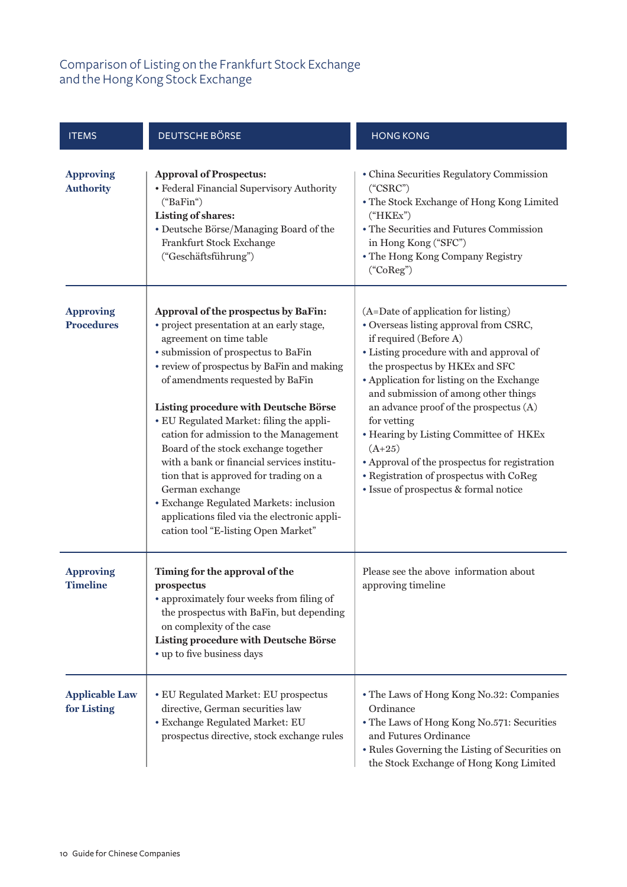## Comparison of Listing on the Frankfurt Stock Exchange and the Hong Kong Stock Exchange

| ITEMS | DEUTSCHE BÖRSE | HONG KONG |
|---|---|---|
| **Approving Authority** | **Approval of Prospectus:**<br>• Federal Financial Supervisory Authority ("BaFin")<br>**Listing of shares:**<br>• Deutsche Börse/Managing Board of the Frankfurt Stock Exchange ("Geschäftsführung") | • China Securities Regulatory Commission ("CSRC")<br>• The Stock Exchange of Hong Kong Limited ("HKEx")<br>• The Securities and Futures Commission in Hong Kong ("SFC")<br>• The Hong Kong Company Registry ("CoReg") |
| **Approving Procedures** | **Approval of the prospectus by BaFin:**<br>• project presentation at an early stage, agreement on time table<br>• submission of prospectus to BaFin<br>• review of prospectus by BaFin and making of amendments requested by BaFin<br><br>**Listing procedure with Deutsche Börse**<br>• EU Regulated Market: filing the application for admission to the Management Board of the stock exchange together with a bank or financial services institution that is approved for trading on a German exchange<br>• Exchange Regulated Markets: inclusion applications filed via the electronic application tool "E-listing Open Market" | (A=Date of application for listing)<br>• Overseas listing approval from CSRC, if required (Before A)<br>• Listing procedure with and approval of the prospectus by HKEx and SFC<br>• Application for listing on the Exchange and submission of among other things an advance proof of the prospectus (A) for vetting<br>• Hearing by Listing Committee of HKEx (A+25)<br>• Approval of the prospectus for registration<br>• Registration of prospectus with CoReg<br>• Issue of prospectus & formal notice |
| **Approving Timeline** | **Timing for the approval of the prospectus**<br>• approximately four weeks from filing of the prospectus with BaFin, but depending on complexity of the case<br>**Listing procedure with Deutsche Börse**<br>• up to five business days | Please see the above information about approving timeline |
| **Applicable Law for Listing** | • EU Regulated Market: EU prospectus directive, German securities law<br>• Exchange Regulated Market: EU prospectus directive, stock exchange rules | • The Laws of Hong Kong No.32: Companies Ordinance<br>• The Laws of Hong Kong No.571: Securities and Futures Ordinance<br>• Rules Governing the Listing of Securities on the Stock Exchange of Hong Kong Limited |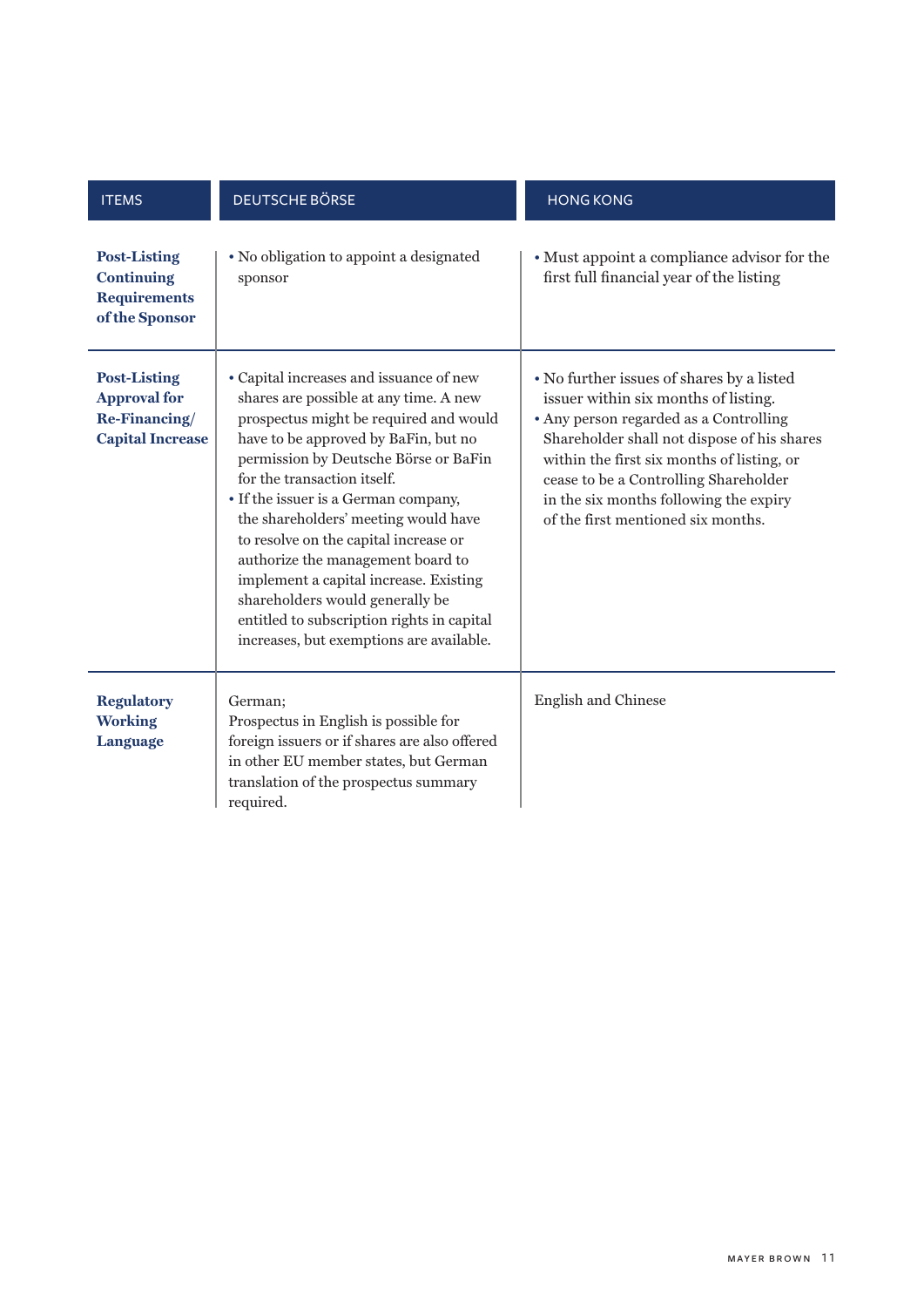| ITEMS | DEUTSCHE BÖRSE | HONG KONG |
|---|---|---|
| **Post-Listing Continuing Requirements of the Sponsor** | • No obligation to appoint a designated sponsor | • Must appoint a compliance advisor for the first full financial year of the listing |
| **Post-Listing Approval for Re-Financing/ Capital Increase** | • Capital increases and issuance of new shares are possible at any time. A new prospectus might be required and would have to be approved by BaFin, but no permission by Deutsche Börse or BaFin for the transaction itself.<br>• If the issuer is a German company, the shareholders' meeting would have to resolve on the capital increase or authorize the management board to implement a capital increase. Existing shareholders would generally be entitled to subscription rights in capital increases, but exemptions are available. | • No further issues of shares by a listed issuer within six months of listing.<br>• Any person regarded as a Controlling Shareholder shall not dispose of his shares within the first six months of listing, or cease to be a Controlling Shareholder in the six months following the expiry of the first mentioned six months. |
| **Regulatory Working Language** | German;<br>Prospectus in English is possible for foreign issuers or if shares are also offered in other EU member states, but German translation of the prospectus summary required. | English and Chinese |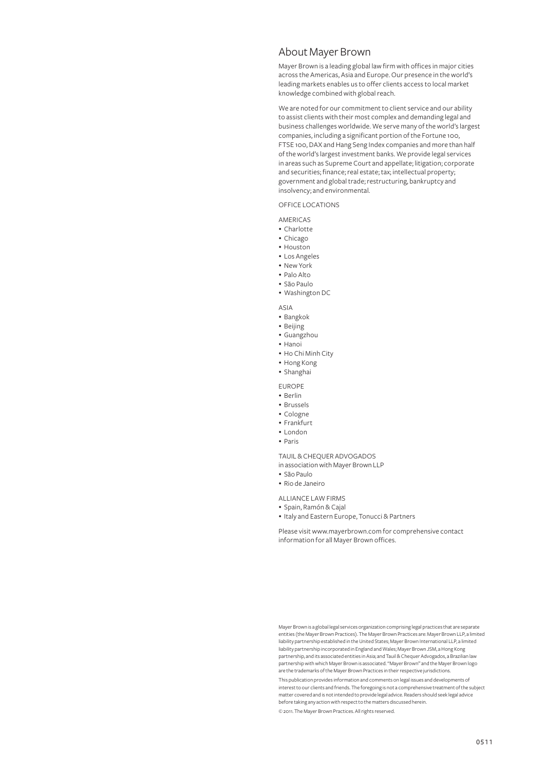# About Mayer Brown

Mayer Brown is a leading global law firm with offices in major cities across the Americas, Asia and Europe. Our presence in the world's leading markets enables us to offer clients access to local market knowledge combined with global reach.

We are noted for our commitment to client service and our ability to assist clients with their most complex and demanding legal and business challenges worldwide. We serve many of the world's largest companies, including a significant portion of the Fortune 100, FTSE 100, DAX and Hang Seng Index companies and more than half of the world's largest investment banks. We provide legal services in areas such as Supreme Court and appellate; litigation; corporate and securities; finance; real estate; tax; intellectual property; government and global trade; restructuring, bankruptcy and insolvency; and environmental.

OFFICE LOCATIONS

AMERICAS

- Charlotte
- Chicago
- Houston
- Los Angeles
- New York
- Palo Alto
- São Paulo
- Washington DC

ASIA

- Bangkok
- Beijing
- Guangzhou
- Hanoi
- Ho Chi Minh City
- Hong Kong
- Shanghai

EUROPE

- Berlin
- Brussels
- Cologne
- Frankfurt
- London
- Paris

TAUIL & CHEQUER ADVOGADOS
in association with Mayer Brown LLP

- São Paulo
- Rio de Janeiro

ALLIANCE LAW FIRMS

- Spain, Ramón & Cajal
- Italy and Eastern Europe, Tonucci & Partners

Please visit www.mayerbrown.com for comprehensive contact information for all Mayer Brown offices.

Mayer Brown is a global legal services organization comprising legal practices that are separate entities (the Mayer Brown Practices). The Mayer Brown Practices are: Mayer Brown LLP, a limited liability partnership established in the United States; Mayer Brown International LLP, a limited liability partnership incorporated in England and Wales; Mayer Brown JSM, a Hong Kong partnership, and its associated entities in Asia; and Tauil & Chequer Advogados, a Brazilian law partnership with which Mayer Brown is associated. "Mayer Brown" and the Mayer Brown logo are the trademarks of the Mayer Brown Practices in their respective jurisdictions.

This publication provides information and comments on legal issues and developments of interest to our clients and friends. The foregoing is not a comprehensive treatment of the subject matter covered and is not intended to provide legal advice. Readers should seek legal advice before taking any action with respect to the matters discussed herein.

© 2011. The Mayer Brown Practices. All rights reserved.

0511